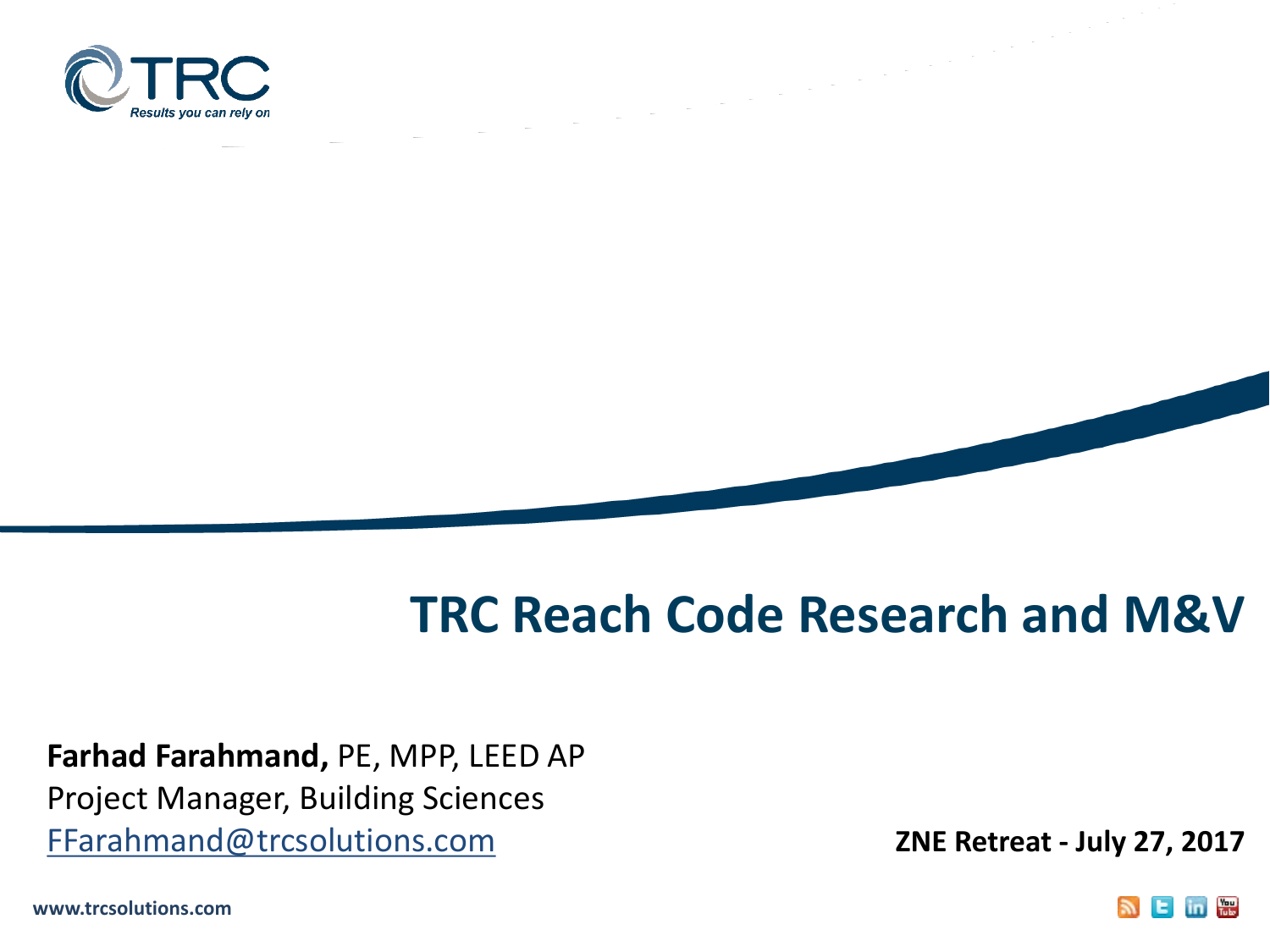# TRC Reach Code Research and M&V

**Farhad Farahmand,** PE, MPP, LEED AP
Project Manager, Building Sciences
[FFarahmand@trcsolutions.com](mailto:FFarahmand@trcsolutions.com)

**ZNE Retreat - July 27, 2017**

**www.trcsolutions.com**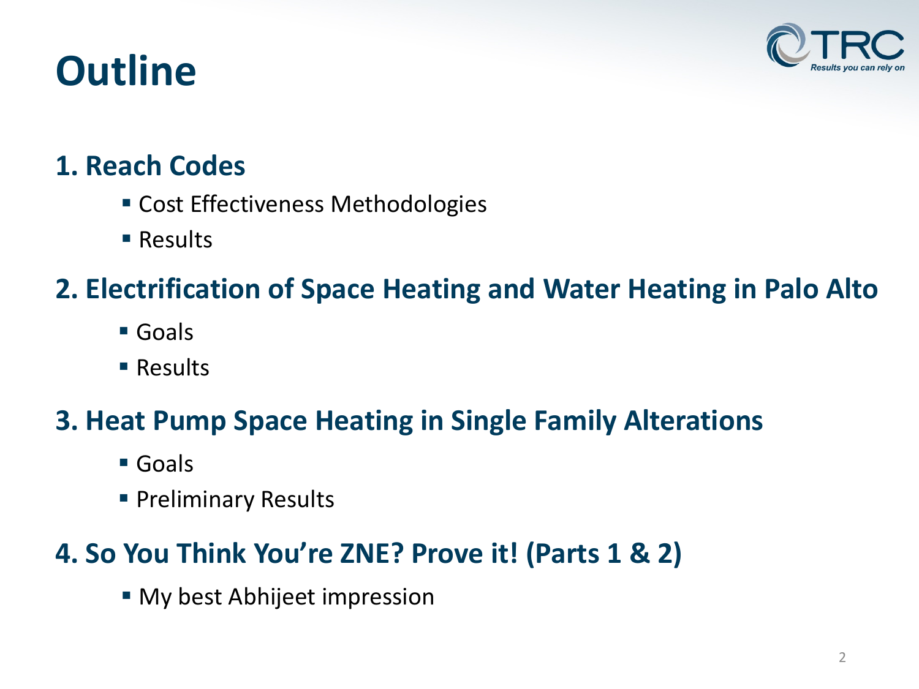# Outline

## 1. Reach Codes

- Cost Effectiveness Methodologies
- Results

## 2. Electrification of Space Heating and Water Heating in Palo Alto

- Goals
- Results

## 3. Heat Pump Space Heating in Single Family Alterations

- Goals
- Preliminary Results

## 4. So You Think You're ZNE? Prove it! (Parts 1 & 2)

- My best Abhijeet impression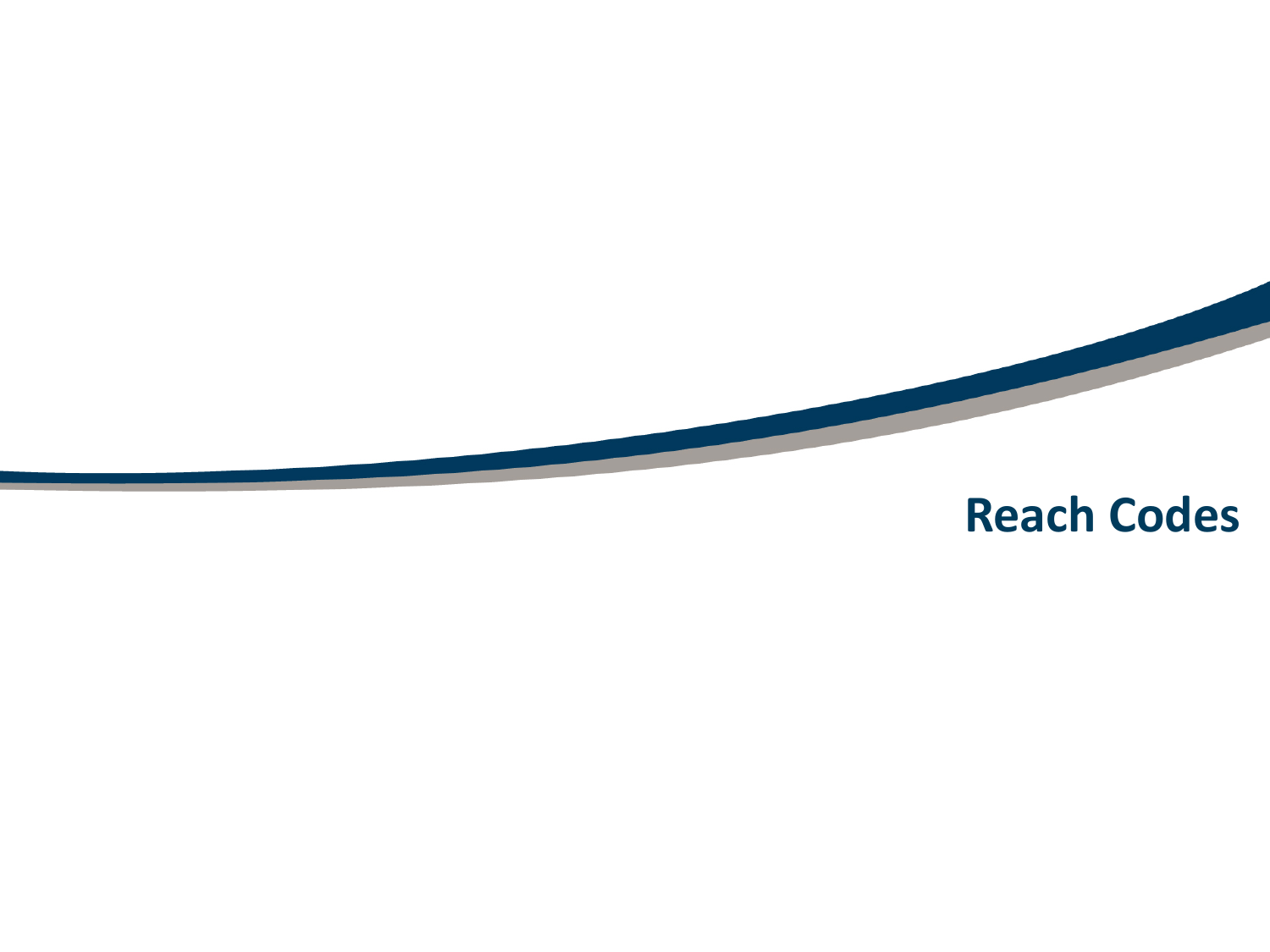# Reach Codes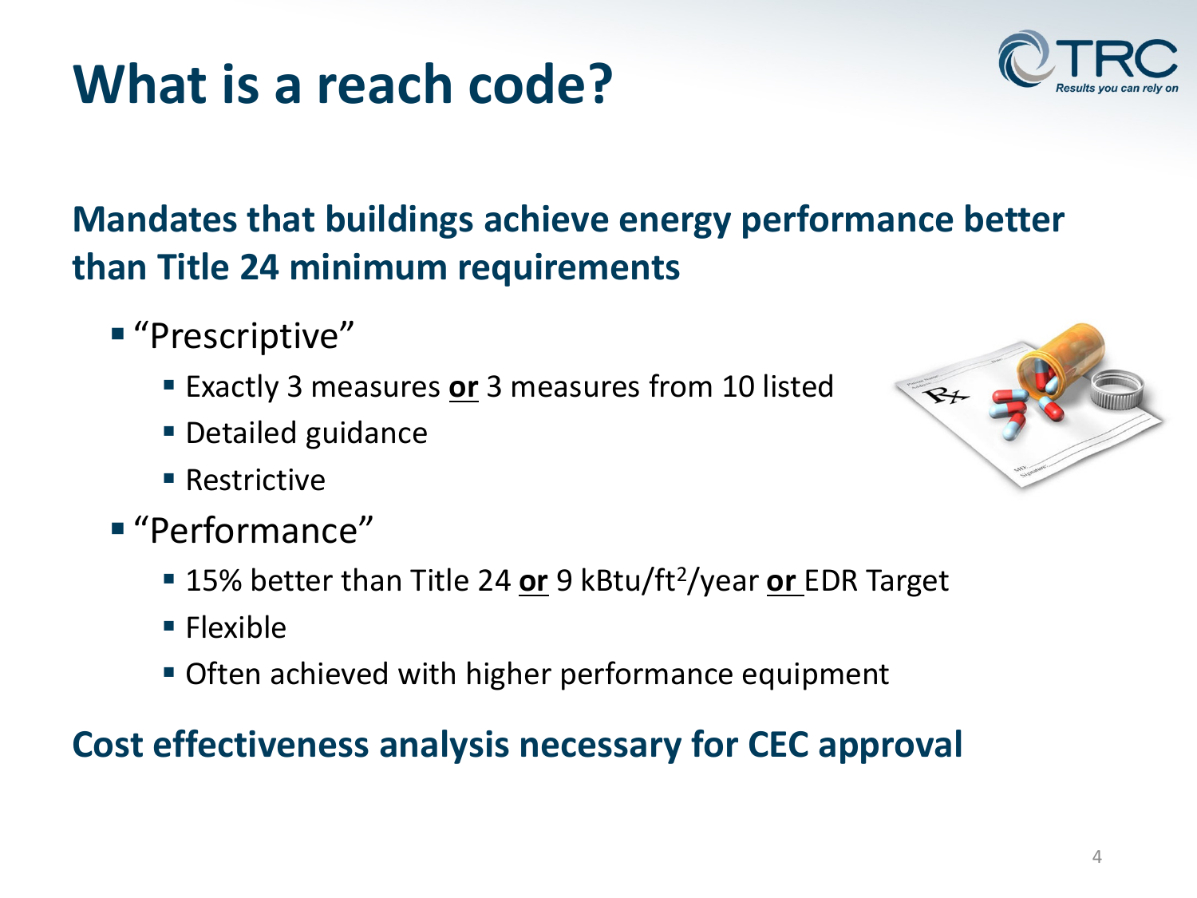# What is a reach code?

## Mandates that buildings achieve energy performance better than Title 24 minimum requirements

- "Prescriptive"
  - Exactly 3 measures **or** 3 measures from 10 listed
  - Detailed guidance
  - Restrictive
- "Performance"
  - 15% better than Title 24 **or** 9 kBtu/ft$^2$/year **or** EDR Target
  - Flexible
  - Often achieved with higher performance equipment

## Cost effectiveness analysis necessary for CEC approval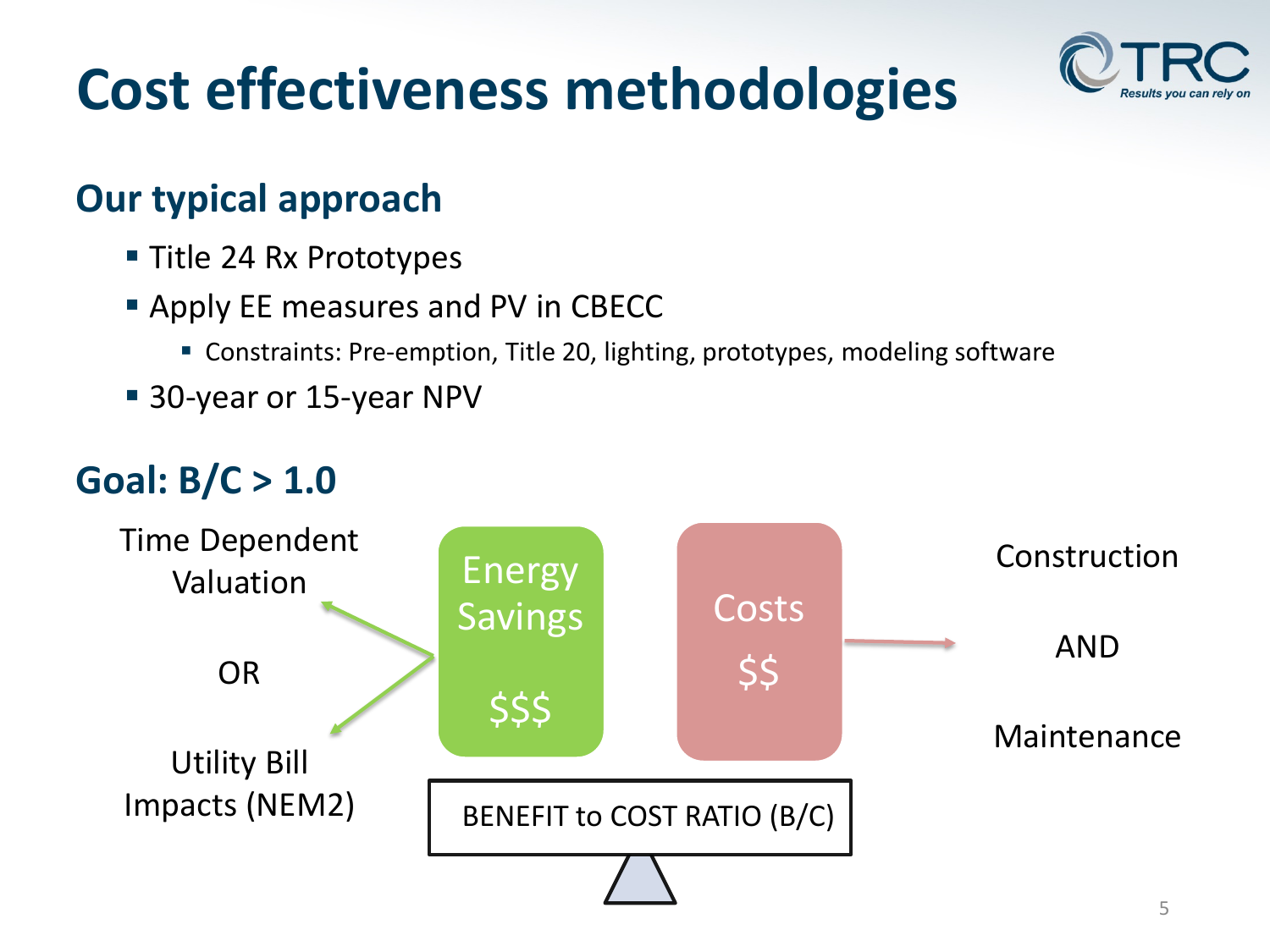# Cost effectiveness methodologies

## Our typical approach

- Title 24 Rx Prototypes
- Apply EE measures and PV in CBECC
  - Constraints: Pre-emption, Title 20, lighting, prototypes, modeling software
- 30-year or 15-year NPV

## Goal: B/C > 1.0

Time Dependent Valuation

OR

Utility Bill Impacts (NEM2)

Energy Savings

$$$

Costs

$$

Construction

AND

Maintenance

BENEFIT to COST RATIO (B/C)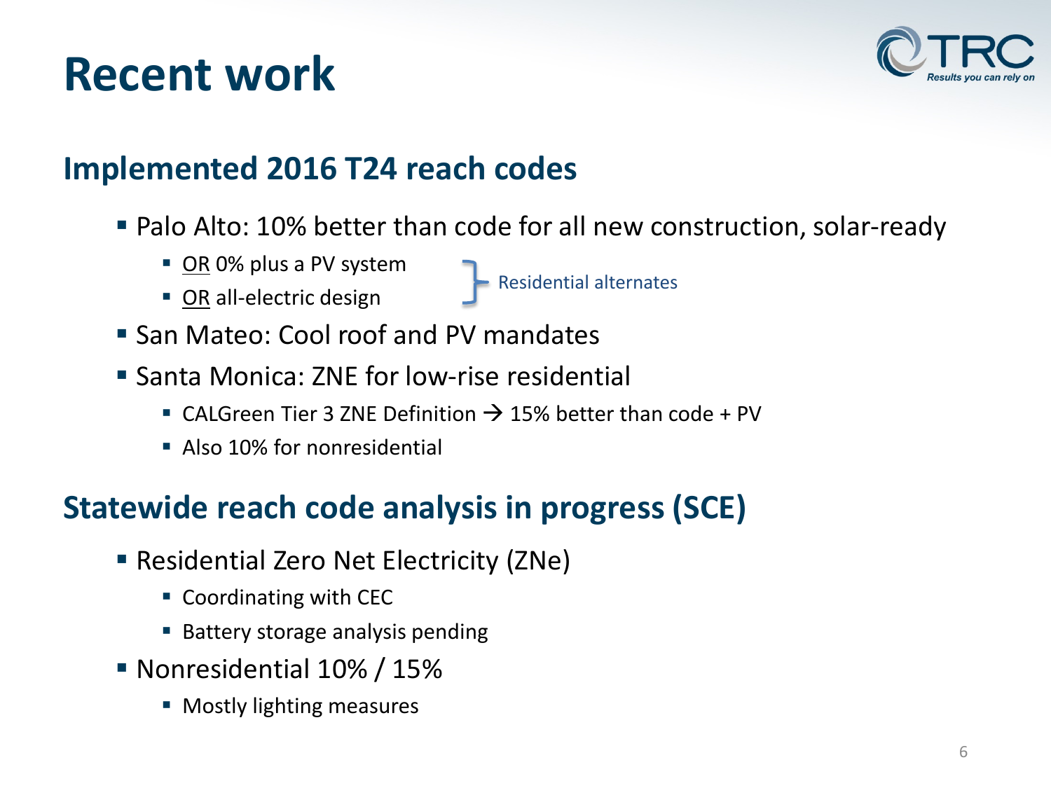# Recent work

## Implemented 2016 T24 reach codes

- Palo Alto: 10% better than code for all new construction, solar-ready
  - OR 0% plus a PV system
  - OR all-electric design

  } Residential alternates
- San Mateo: Cool roof and PV mandates
- Santa Monica: ZNE for low-rise residential
  - CALGreen Tier 3 ZNE Definition → 15% better than code + PV
  - Also 10% for nonresidential

## Statewide reach code analysis in progress (SCE)

- Residential Zero Net Electricity (ZNe)
  - Coordinating with CEC
  - Battery storage analysis pending
- Nonresidential 10% / 15%
  - Mostly lighting measures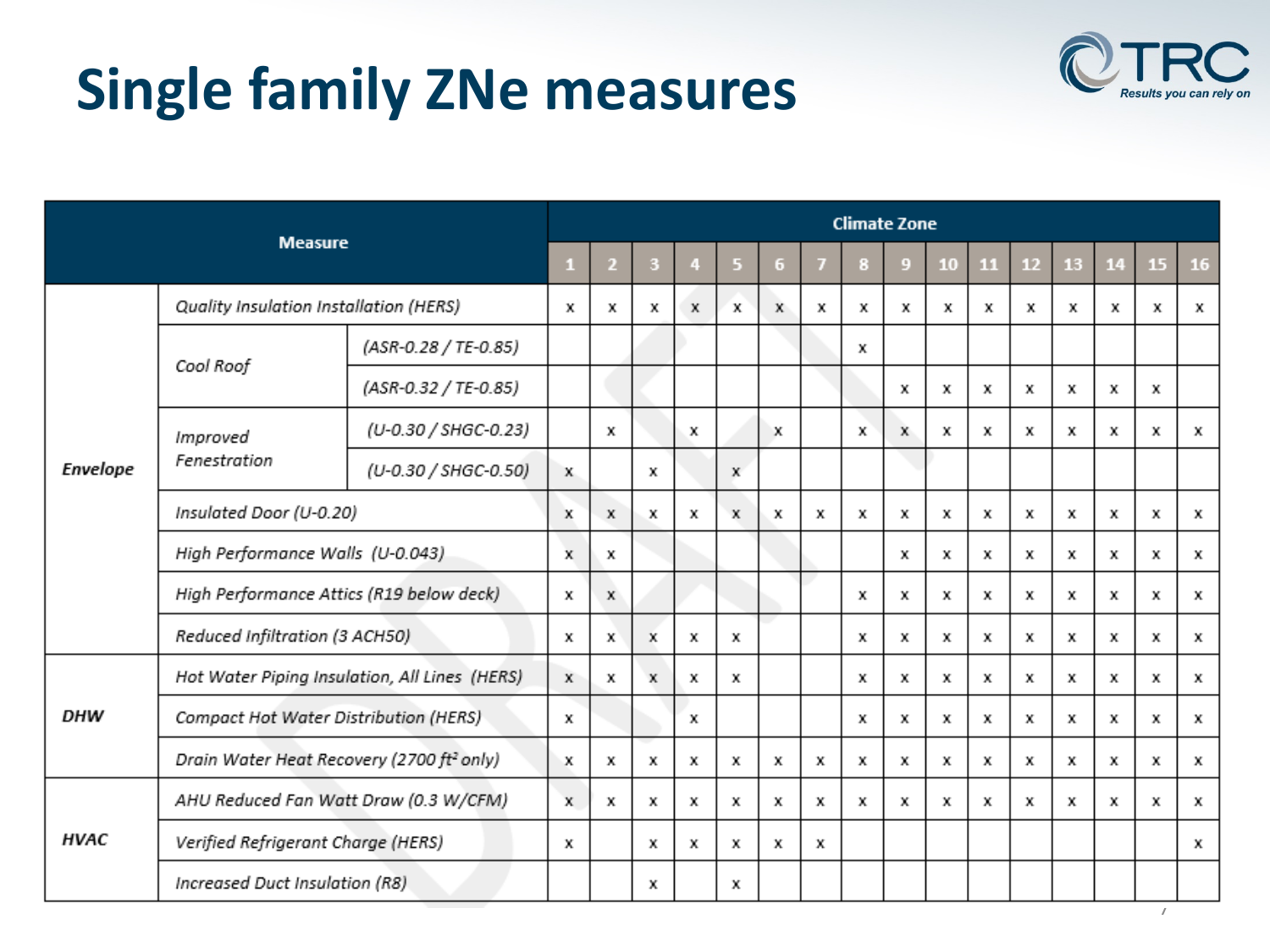# Single family ZNe measures

| Measure | | | Climate Zone | | | | | | | | | | | | | | | |
|---|---|---|---|---|---|---|---|---|---|---|---|---|---|---|---|---|---|---|
| | | | 1 | 2 | 3 | 4 | 5 | 6 | 7 | 8 | 9 | 10 | 11 | 12 | 13 | 14 | 15 | 16 |
| **Envelope** | *Quality Insulation Installation (HERS)* | | x | x | x | x | x | x | x | x | x | x | x | x | x | x | x | x |
| | *Cool Roof* | *(ASR-0.28 / TE-0.85)* | | | | | | | | x | | | | | | | | |
| | | *(ASR-0.32 / TE-0.85)* | | | | | | | | | x | x | x | x | x | x | x | |
| | *Improved Fenestration* | *(U-0.30 / SHGC-0.23)* | | x | | x | | x | | x | x | x | x | x | x | x | x | x |
| | | *(U-0.30 / SHGC-0.50)* | x | | x | | x | | | | | | | | | | | |
| | *Insulated Door (U-0.20)* | | x | x | x | x | x | x | x | x | x | x | x | x | x | x | x | x |
| | *High Performance Walls (U-0.043)* | | x | x | | | | | | | x | x | x | x | x | x | x | x |
| | *High Performance Attics (R19 below deck)* | | x | x | | | | | | x | x | x | x | x | x | x | x | x |
| | *Reduced Infiltration (3 ACH50)* | | x | x | x | x | x | | | x | x | x | x | x | x | x | x | x |
| **DHW** | *Hot Water Piping Insulation, All Lines (HERS)* | | x | x | x | x | x | | | x | x | x | x | x | x | x | x | x |
| | *Compact Hot Water Distribution (HERS)* | | x | | | x | | | | x | x | x | x | x | x | x | x | x |
| | *Drain Water Heat Recovery (2700 ft² only)* | | x | x | x | x | x | x | x | x | x | x | x | x | x | x | x | x |
| **HVAC** | *AHU Reduced Fan Watt Draw (0.3 W/CFM)* | | x | x | x | x | x | x | x | x | x | x | x | x | x | x | x | x |
| | *Verified Refrigerant Charge (HERS)* | | x | | x | x | x | x | x | | | | | | | | | x |
| | *Increased Duct Insulation (R8)* | | | | x | | x | | | | | | | | | | | |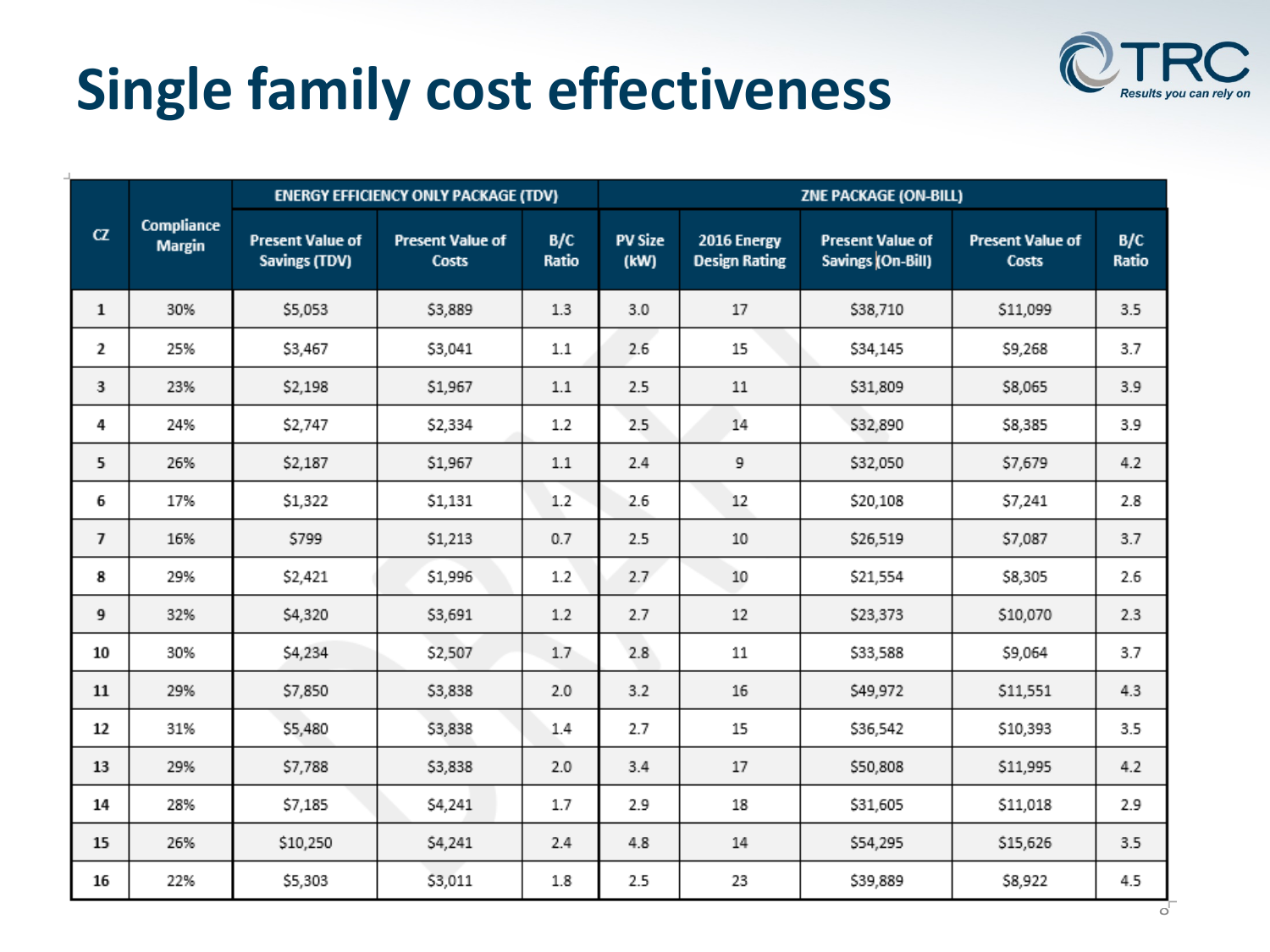# Single family cost effectiveness

| CZ | Compliance Margin | ENERGY EFFICIENCY ONLY PACKAGE (TDV) | | | ZNE PACKAGE (ON-BILL) | | | | |
|---|---|---|---|---|---|---|---|---|---|
| | | Present Value of Savings (TDV) | Present Value of Costs | B/C Ratio | PV Size (kW) | 2016 Energy Design Rating | Present Value of Savings (On-Bill) | Present Value of Costs | B/C Ratio |
| 1 | 30% | $5,053 | $3,889 | 1.3 | 3.0 | 17 | $38,710 | $11,099 | 3.5 |
| 2 | 25% | $3,467 | $3,041 | 1.1 | 2.6 | 15 | $34,145 | $9,268 | 3.7 |
| 3 | 23% | $2,198 | $1,967 | 1.1 | 2.5 | 11 | $31,809 | $8,065 | 3.9 |
| 4 | 24% | $2,747 | $2,334 | 1.2 | 2.5 | 14 | $32,890 | $8,385 | 3.9 |
| 5 | 26% | $2,187 | $1,967 | 1.1 | 2.4 | 9 | $32,050 | $7,679 | 4.2 |
| 6 | 17% | $1,322 | $1,131 | 1.2 | 2.6 | 12 | $20,108 | $7,241 | 2.8 |
| 7 | 16% | $799 | $1,213 | 0.7 | 2.5 | 10 | $26,519 | $7,087 | 3.7 |
| 8 | 29% | $2,421 | $1,996 | 1.2 | 2.7 | 10 | $21,554 | $8,305 | 2.6 |
| 9 | 32% | $4,320 | $3,691 | 1.2 | 2.7 | 12 | $23,373 | $10,070 | 2.3 |
| 10 | 30% | $4,234 | $2,507 | 1.7 | 2.8 | 11 | $33,588 | $9,064 | 3.7 |
| 11 | 29% | $7,850 | $3,838 | 2.0 | 3.2 | 16 | $49,972 | $11,551 | 4.3 |
| 12 | 31% | $5,480 | $3,838 | 1.4 | 2.7 | 15 | $36,542 | $10,393 | 3.5 |
| 13 | 29% | $7,788 | $3,838 | 2.0 | 3.4 | 17 | $50,808 | $11,995 | 4.2 |
| 14 | 28% | $7,185 | $4,241 | 1.7 | 2.9 | 18 | $31,605 | $11,018 | 2.9 |
| 15 | 26% | $10,250 | $4,241 | 2.4 | 4.8 | 14 | $54,295 | $15,626 | 3.5 |
| 16 | 22% | $5,303 | $3,011 | 1.8 | 2.5 | 23 | $39,889 | $8,922 | 4.5 |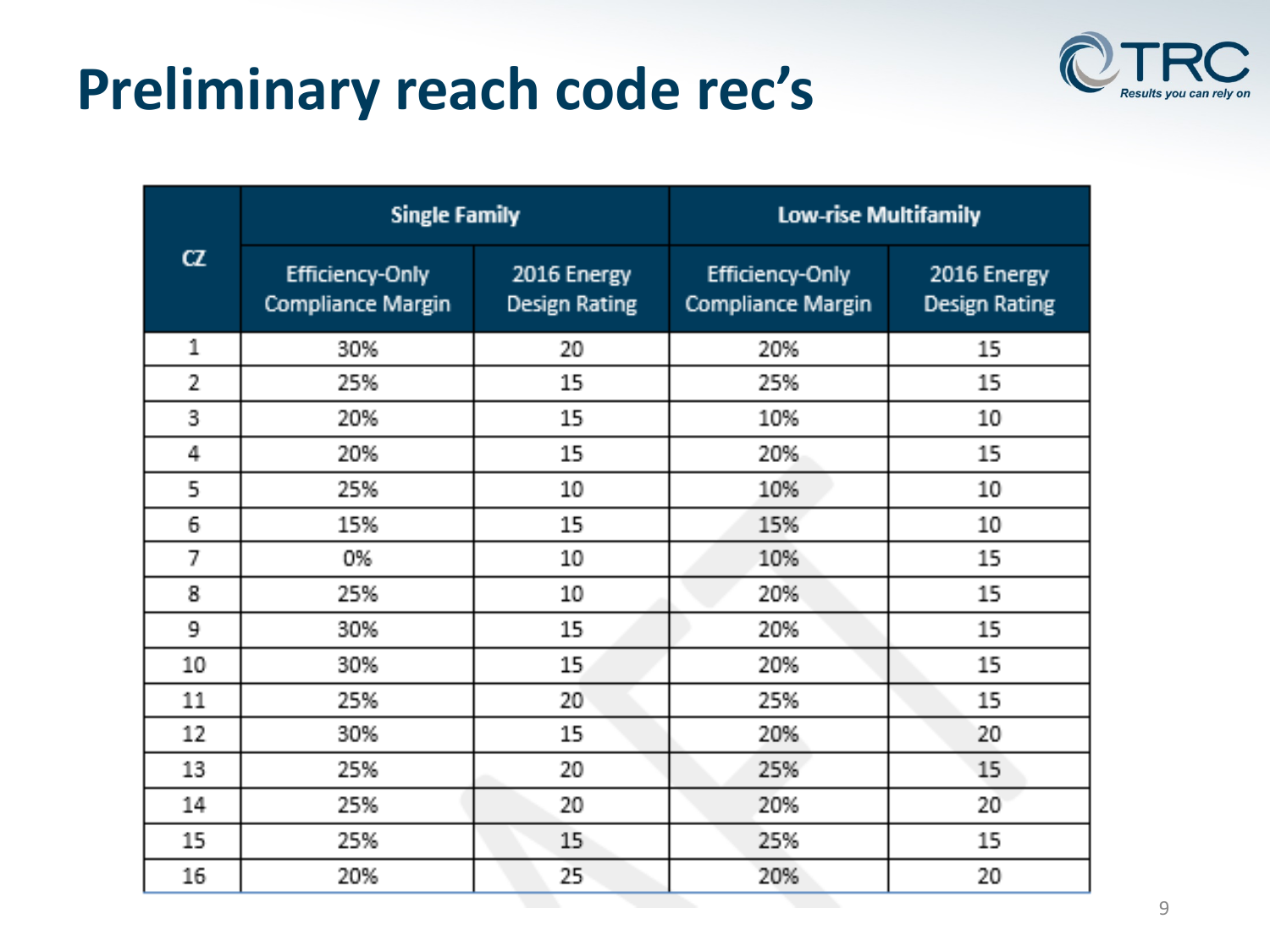# Preliminary reach code rec's

| CZ | Single Family | | Low-rise Multifamily | |
|---|---|---|---|---|
| | Efficiency-Only Compliance Margin | 2016 Energy Design Rating | Efficiency-Only Compliance Margin | 2016 Energy Design Rating |
| 1 | 30% | 20 | 20% | 15 |
| 2 | 25% | 15 | 25% | 15 |
| 3 | 20% | 15 | 10% | 10 |
| 4 | 20% | 15 | 20% | 15 |
| 5 | 25% | 10 | 10% | 10 |
| 6 | 15% | 15 | 15% | 10 |
| 7 | 0% | 10 | 10% | 15 |
| 8 | 25% | 10 | 20% | 15 |
| 9 | 30% | 15 | 20% | 15 |
| 10 | 30% | 15 | 20% | 15 |
| 11 | 25% | 20 | 25% | 15 |
| 12 | 30% | 15 | 20% | 20 |
| 13 | 25% | 20 | 25% | 15 |
| 14 | 25% | 20 | 20% | 20 |
| 15 | 25% | 15 | 25% | 15 |
| 16 | 20% | 25 | 20% | 20 |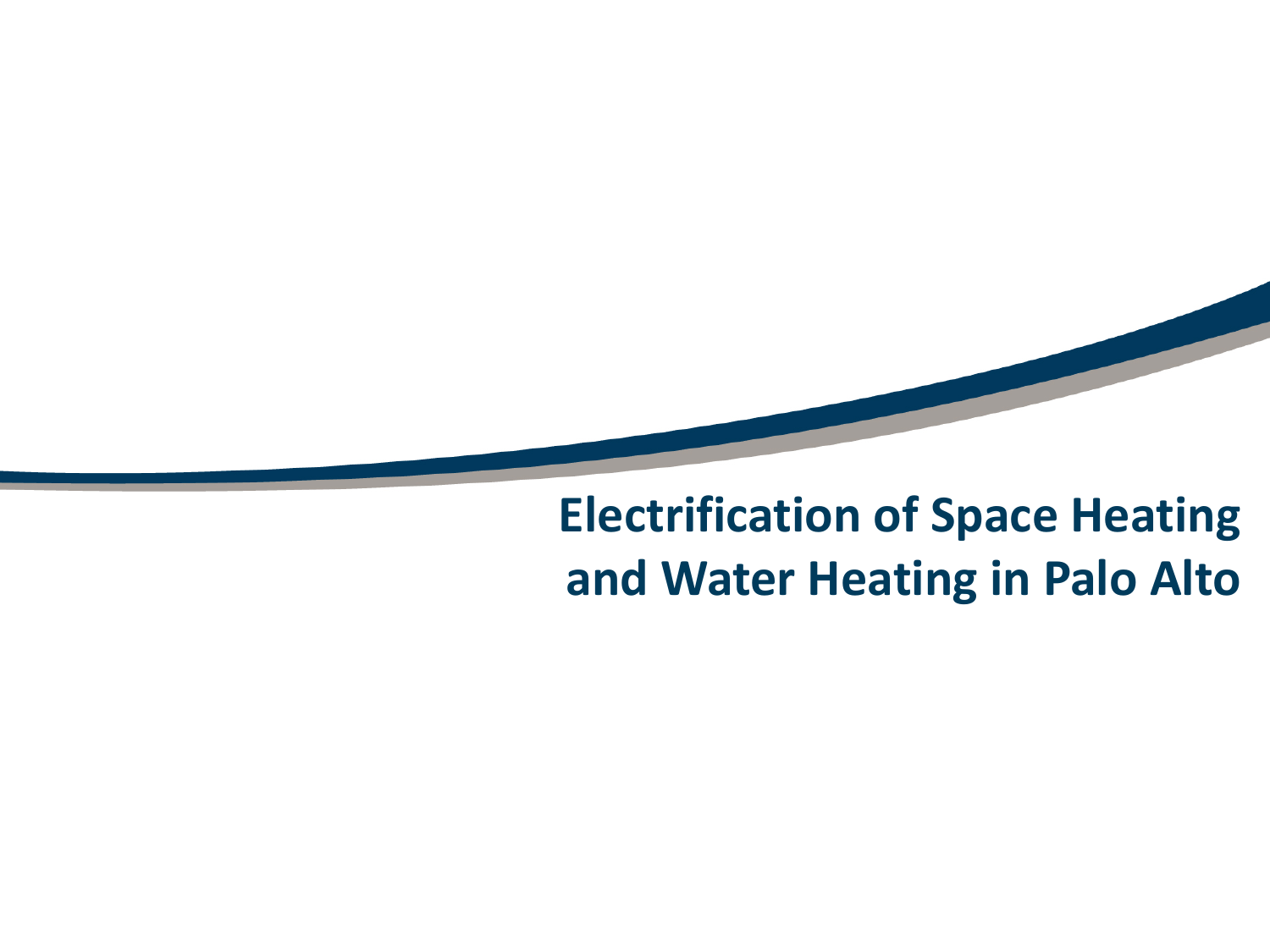# Electrification of Space Heating and Water Heating in Palo Alto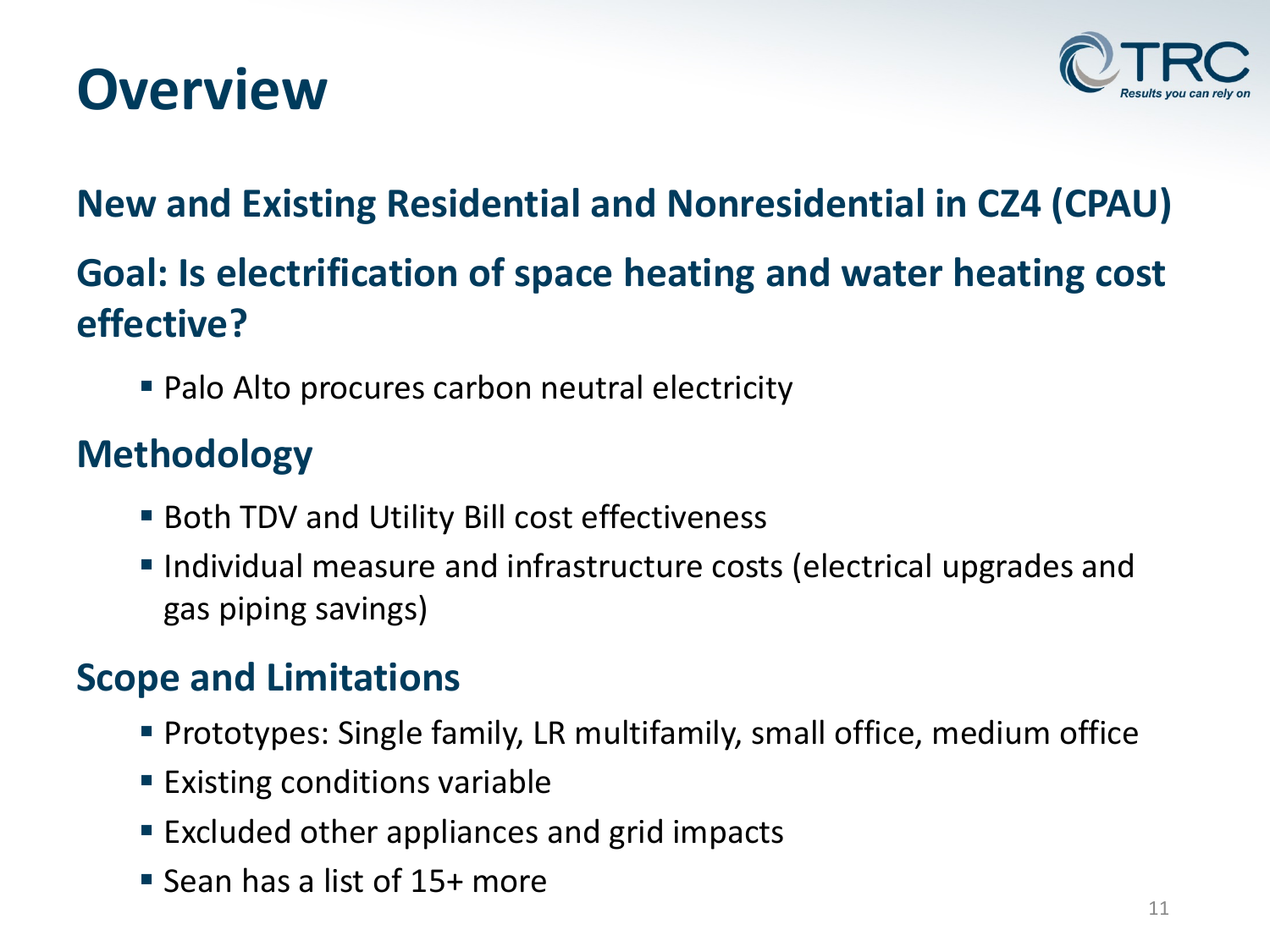# Overview

## New and Existing Residential and Nonresidential in CZ4 (CPAU)

## Goal: Is electrification of space heating and water heating cost effective?

- Palo Alto procures carbon neutral electricity

## Methodology

- Both TDV and Utility Bill cost effectiveness
- Individual measure and infrastructure costs (electrical upgrades and gas piping savings)

## Scope and Limitations

- Prototypes: Single family, LR multifamily, small office, medium office
- Existing conditions variable
- Excluded other appliances and grid impacts
- Sean has a list of 15+ more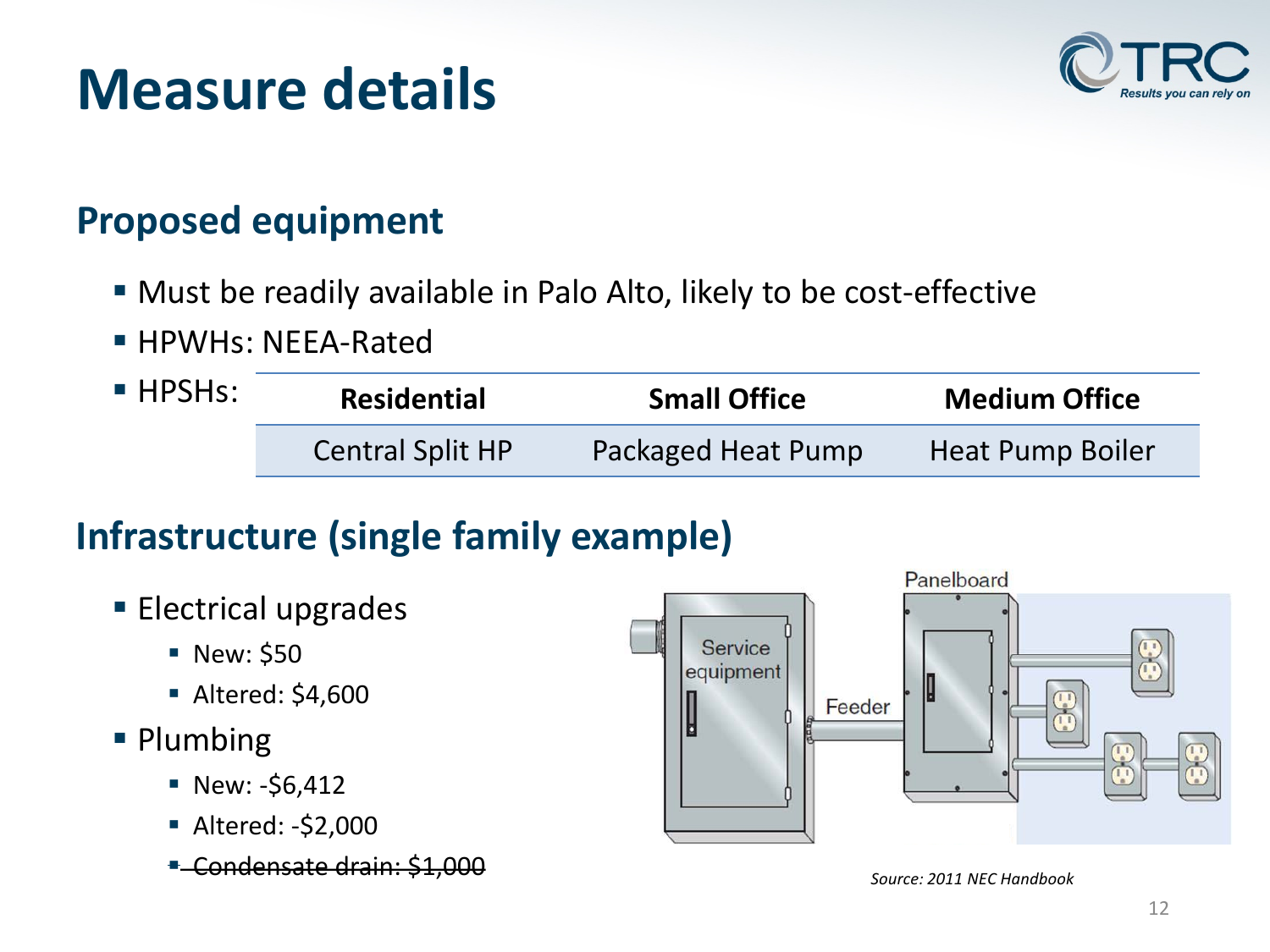# Measure details

## Proposed equipment

- Must be readily available in Palo Alto, likely to be cost-effective
- HPWHs: NEEA-Rated
- HPSHs:

| Residential | Small Office | Medium Office |
|---|---|---|
| Central Split HP | Packaged Heat Pump | Heat Pump Boiler |

## Infrastructure (single family example)

- Electrical upgrades
  - New: $50
  - Altered: $4,600
- Plumbing
  - New: -$6,412
  - Altered: -$2,000
  - ~~Condensate drain: $1,000~~

*Source: 2011 NEC Handbook*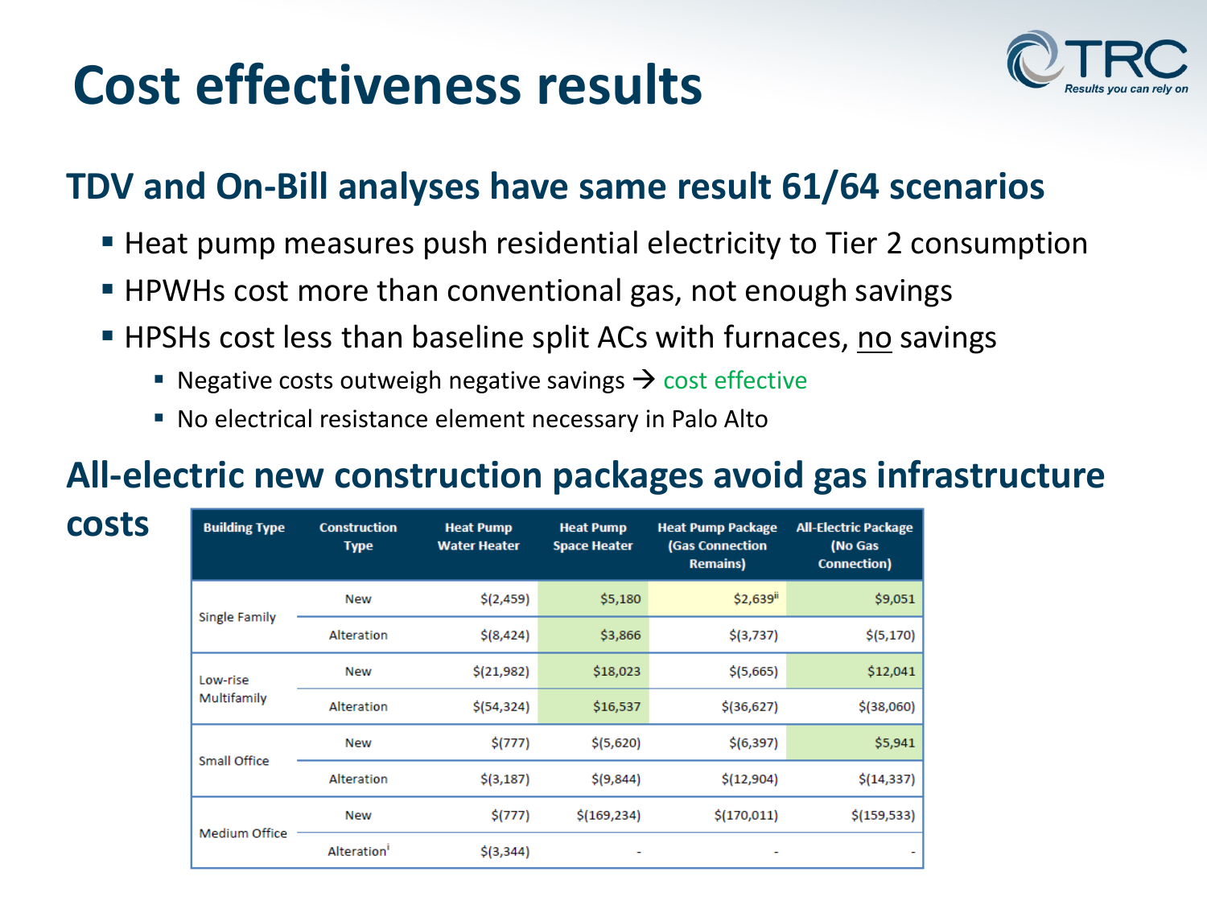# Cost effectiveness results

## TDV and On-Bill analyses have same result 61/64 scenarios

- Heat pump measures push residential electricity to Tier 2 consumption
- HPWHs cost more than conventional gas, not enough savings
- HPSHs cost less than baseline split ACs with furnaces, no savings
  - Negative costs outweigh negative savings → cost effective
  - No electrical resistance element necessary in Palo Alto

## All-electric new construction packages avoid gas infrastructure costs

| Building Type | Construction Type | Heat Pump Water Heater | Heat Pump Space Heater | Heat Pump Package (Gas Connection Remains) | All-Electric Package (No Gas Connection) |
|---|---|---|---|---|---|
| Single Family | New | $(2,459) | $5,180 | $2,639[ii] | $9,051 |
| | Alteration | $(8,424) | $3,866 | $(3,737) | $(5,170) |
| Low-rise Multifamily | New | $(21,982) | $18,023 | $(5,665) | $12,041 |
| | Alteration | $(54,324) | $16,537 | $(36,627) | $(38,060) |
| Small Office | New | $(777) | $(5,620) | $(6,397) | $5,941 |
| | Alteration | $(3,187) | $(9,844) | $(12,904) | $(14,337) |
| Medium Office | New | $(777) | $(169,234) | $(170,011) | $(159,533) |
| | Alteration[i] | $(3,344) | - | - | - |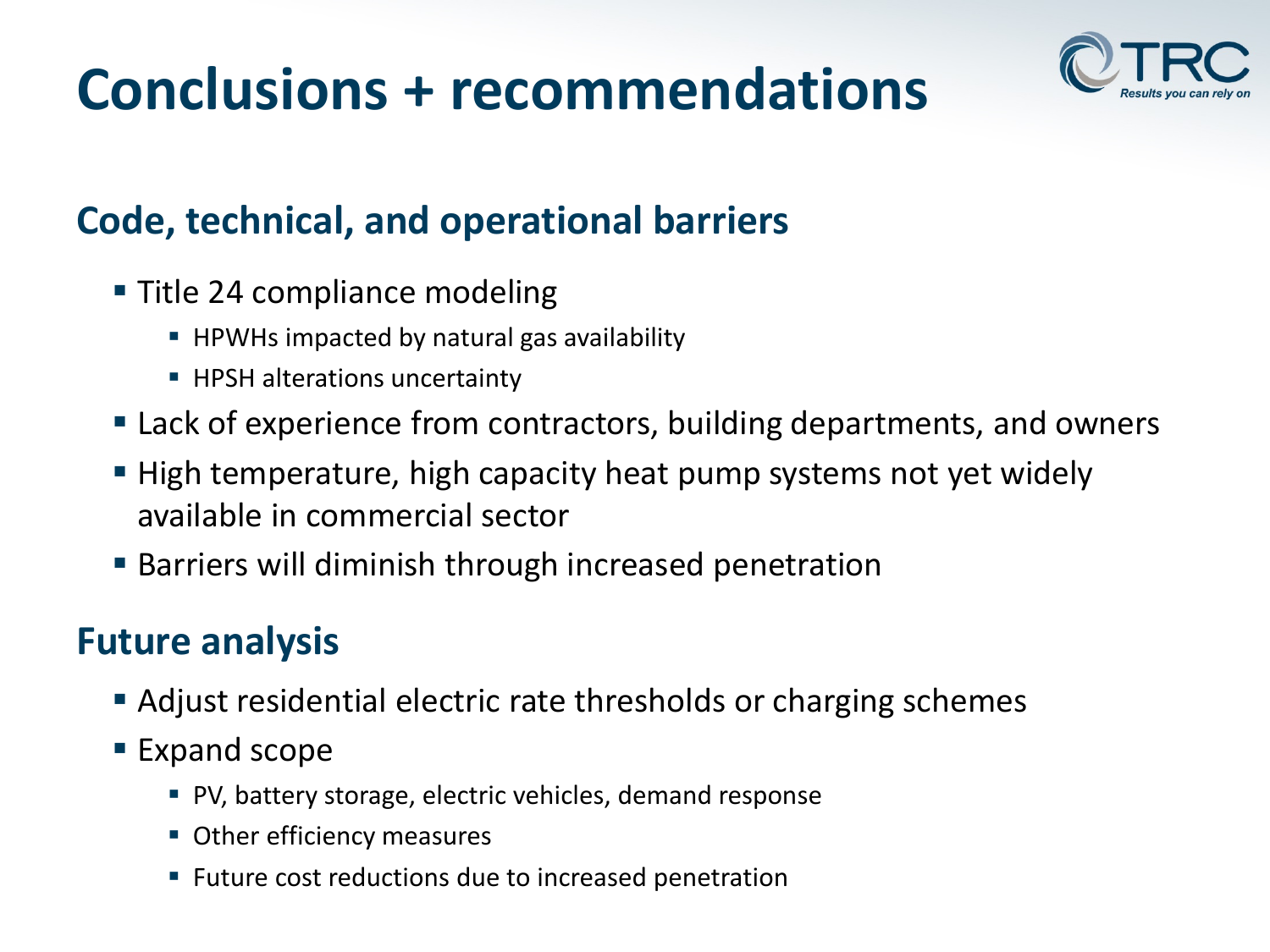# Conclusions + recommendations

## Code, technical, and operational barriers

- Title 24 compliance modeling
  - HPWHs impacted by natural gas availability
  - HPSH alterations uncertainty
- Lack of experience from contractors, building departments, and owners
- High temperature, high capacity heat pump systems not yet widely available in commercial sector
- Barriers will diminish through increased penetration

## Future analysis

- Adjust residential electric rate thresholds or charging schemes
- Expand scope
  - PV, battery storage, electric vehicles, demand response
  - Other efficiency measures
  - Future cost reductions due to increased penetration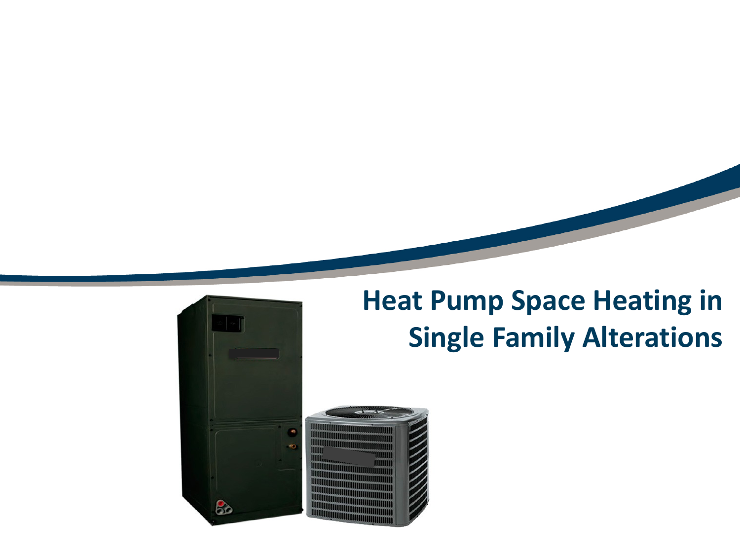# Heat Pump Space Heating in Single Family Alterations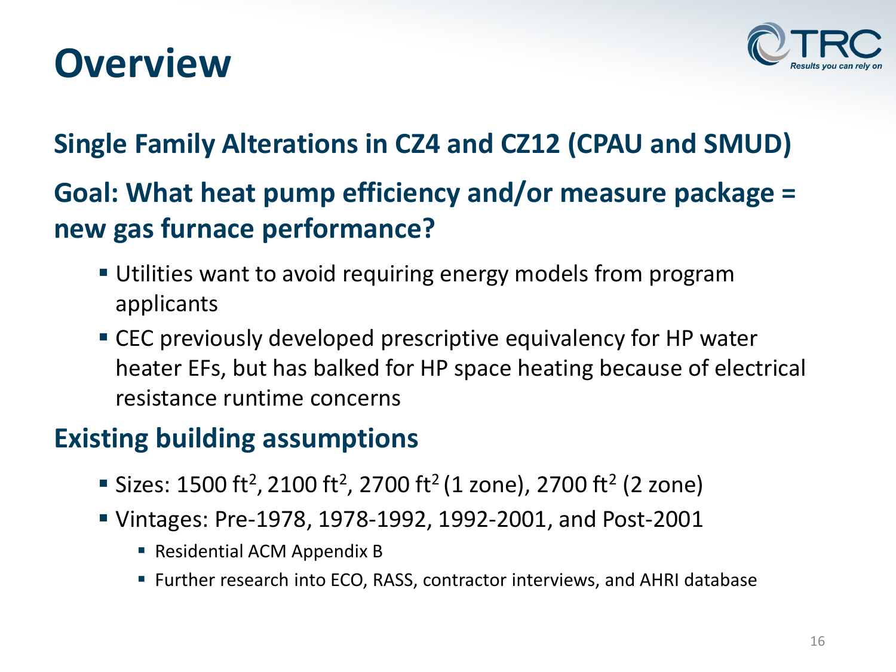# Overview

## Single Family Alterations in CZ4 and CZ12 (CPAU and SMUD)

## Goal: What heat pump efficiency and/or measure package = new gas furnace performance?

- Utilities want to avoid requiring energy models from program applicants
- CEC previously developed prescriptive equivalency for HP water heater EFs, but has balked for HP space heating because of electrical resistance runtime concerns

## Existing building assumptions

- Sizes: 1500 $ft^2$, 2100 $ft^2$, 2700 $ft^2$ (1 zone), 2700 $ft^2$ (2 zone)
- Vintages: Pre-1978, 1978-1992, 1992-2001, and Post-2001
  - Residential ACM Appendix B
  - Further research into ECO, RASS, contractor interviews, and AHRI database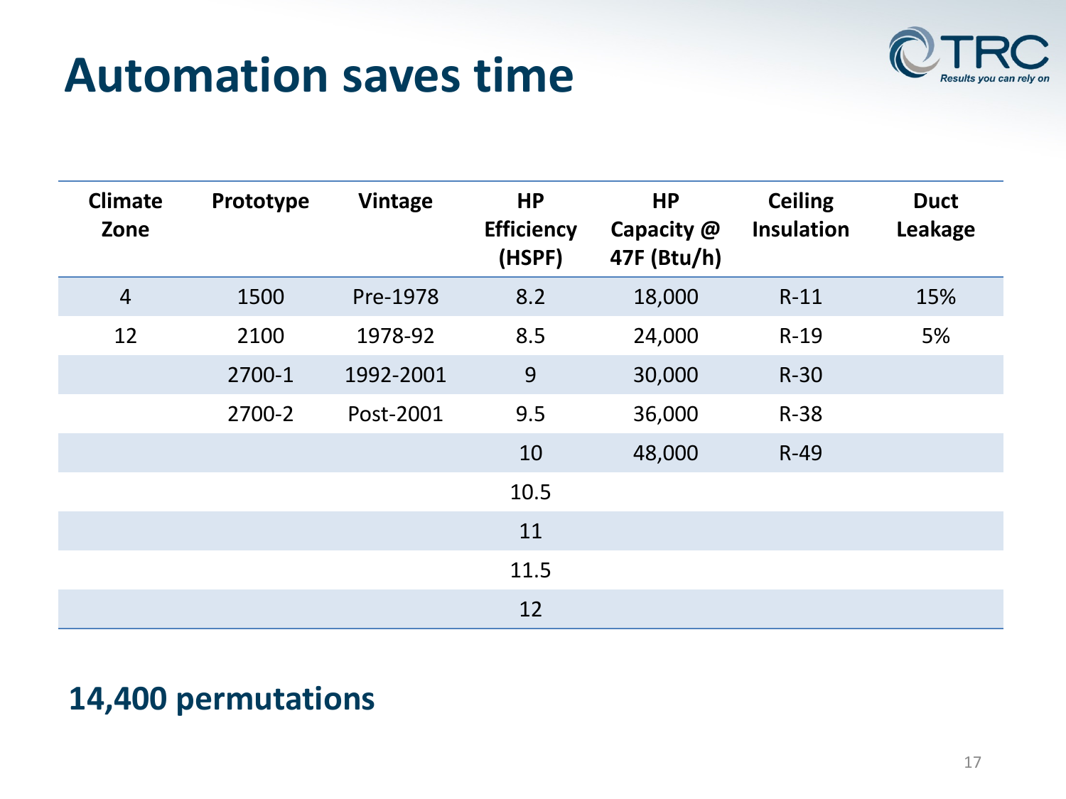# Automation saves time

| Climate Zone | Prototype | Vintage | HP Efficiency (HSPF) | HP Capacity @ 47F (Btu/h) | Ceiling Insulation | Duct Leakage |
|---|---|---|---|---|---|---|
| 4 | 1500 | Pre-1978 | 8.2 | 18,000 | R-11 | 15% |
| 12 | 2100 | 1978-92 | 8.5 | 24,000 | R-19 | 5% |
| | 2700-1 | 1992-2001 | 9 | 30,000 | R-30 | |
| | 2700-2 | Post-2001 | 9.5 | 36,000 | R-38 | |
| | | | 10 | 48,000 | R-49 | |
| | | | 10.5 | | | |
| | | | 11 | | | |
| | | | 11.5 | | | |
| | | | 12 | | | |

**14,400 permutations**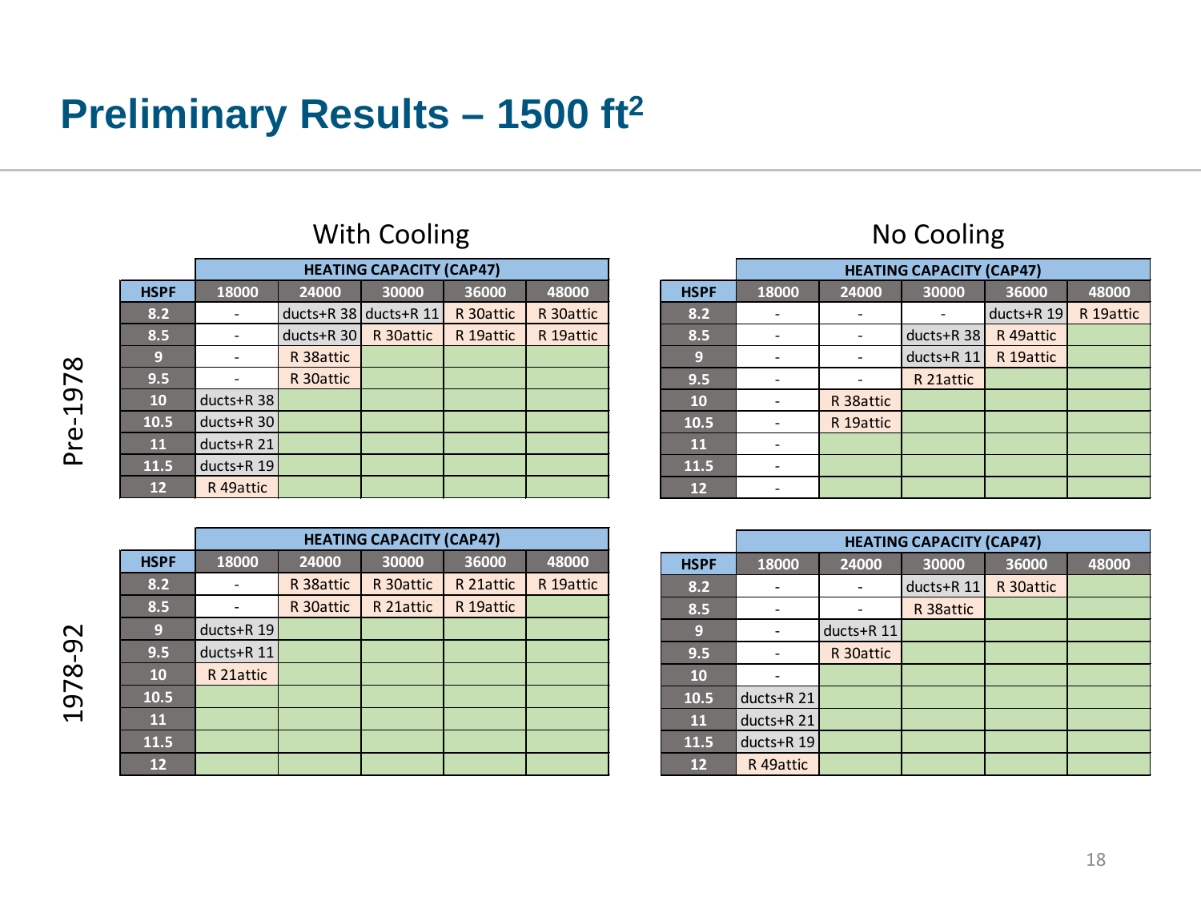# Preliminary Results – 1500 ft$^2$

## Pre-1978

### With Cooling

| | HEATING CAPACITY (CAP47) | | | | |
|---|---|---|---|---|---|
| **HSPF** | **18000** | **24000** | **30000** | **36000** | **48000** |
| 8.2 | - | ducts+R 38 | ducts+R 11 | R 30attic | R 30attic |
| 8.5 | - | ducts+R 30 | R 30attic | R 19attic | R 19attic |
| 9 | - | R 38attic | | | |
| 9.5 | - | R 30attic | | | |
| 10 | ducts+R 38 | | | | |
| 10.5 | ducts+R 30 | | | | |
| 11 | ducts+R 21 | | | | |
| 11.5 | ducts+R 19 | | | | |
| 12 | R 49attic | | | | |

### No Cooling

| | HEATING CAPACITY (CAP47) | | | | |
|---|---|---|---|---|---|
| **HSPF** | **18000** | **24000** | **30000** | **36000** | **48000** |
| 8.2 | - | - | - | ducts+R 19 | R 19attic |
| 8.5 | - | - | ducts+R 38 | R 49attic | |
| 9 | - | - | ducts+R 11 | R 19attic | |
| 9.5 | - | - | R 21attic | | |
| 10 | - | R 38attic | | | |
| 10.5 | - | R 19attic | | | |
| 11 | - | | | | |
| 11.5 | - | | | | |
| 12 | - | | | | |

## 1978-92

### With Cooling

| | HEATING CAPACITY (CAP47) | | | | |
|---|---|---|---|---|---|
| **HSPF** | **18000** | **24000** | **30000** | **36000** | **48000** |
| 8.2 | - | R 38attic | R 30attic | R 21attic | R 19attic |
| 8.5 | - | R 30attic | R 21attic | R 19attic | |
| 9 | ducts+R 19 | | | | |
| 9.5 | ducts+R 11 | | | | |
| 10 | R 21attic | | | | |
| 10.5 | | | | | |
| 11 | | | | | |
| 11.5 | | | | | |
| 12 | | | | | |

### No Cooling

| | HEATING CAPACITY (CAP47) | | | | |
|---|---|---|---|---|---|
| **HSPF** | **18000** | **24000** | **30000** | **36000** | **48000** |
| 8.2 | - | - | ducts+R 11 | R 30attic | |
| 8.5 | - | - | R 38attic | | |
| 9 | - | ducts+R 11 | | | |
| 9.5 | - | R 30attic | | | |
| 10 | - | | | | |
| 10.5 | ducts+R 21 | | | | |
| 11 | ducts+R 21 | | | | |
| 11.5 | ducts+R 19 | | | | |
| 12 | R 49attic | | | | |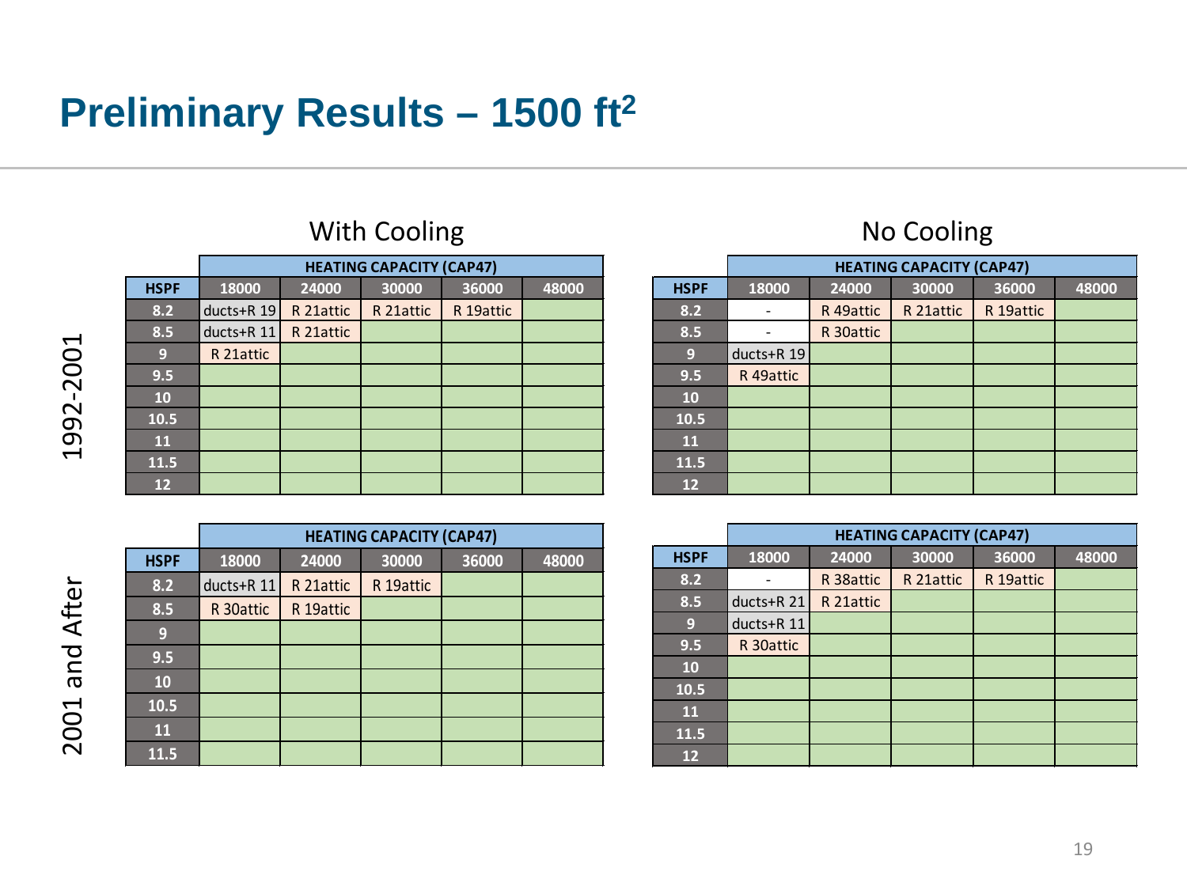# Preliminary Results – 1500 $ft^2$

## 1992-2001

### With Cooling

| | HEATING CAPACITY (CAP47) | | | | |
|---|---|---|---|---|---|
| HSPF | 18000 | 24000 | 30000 | 36000 | 48000 |
| 8.2 | ducts+R 19 | R 21attic | R 21attic | R 19attic | |
| 8.5 | ducts+R 11 | R 21attic | | | |
| 9 | R 21attic | | | | |
| 9.5 | | | | | |
| 10 | | | | | |
| 10.5 | | | | | |
| 11 | | | | | |
| 11.5 | | | | | |
| 12 | | | | | |

### No Cooling

| | HEATING CAPACITY (CAP47) | | | | |
|---|---|---|---|---|---|
| HSPF | 18000 | 24000 | 30000 | 36000 | 48000 |
| 8.2 | - | R 49attic | R 21attic | R 19attic | |
| 8.5 | - | R 30attic | | | |
| 9 | ducts+R 19 | | | | |
| 9.5 | R 49attic | | | | |
| 10 | | | | | |
| 10.5 | | | | | |
| 11 | | | | | |
| 11.5 | | | | | |
| 12 | | | | | |

## 2001 and After

### With Cooling

| | HEATING CAPACITY (CAP47) | | | | |
|---|---|---|---|---|---|
| HSPF | 18000 | 24000 | 30000 | 36000 | 48000 |
| 8.2 | ducts+R 11 | R 21attic | R 19attic | | |
| 8.5 | R 30attic | R 19attic | | | |
| 9 | | | | | |
| 9.5 | | | | | |
| 10 | | | | | |
| 10.5 | | | | | |
| 11 | | | | | |
| 11.5 | | | | | |

### No Cooling

| | HEATING CAPACITY (CAP47) | | | | |
|---|---|---|---|---|---|
| HSPF | 18000 | 24000 | 30000 | 36000 | 48000 |
| 8.2 | - | R 38attic | R 21attic | R 19attic | |
| 8.5 | ducts+R 21 | R 21attic | | | |
| 9 | ducts+R 11 | | | | |
| 9.5 | R 30attic | | | | |
| 10 | | | | | |
| 10.5 | | | | | |
| 11 | | | | | |
| 11.5 | | | | | |
| 12 | | | | | |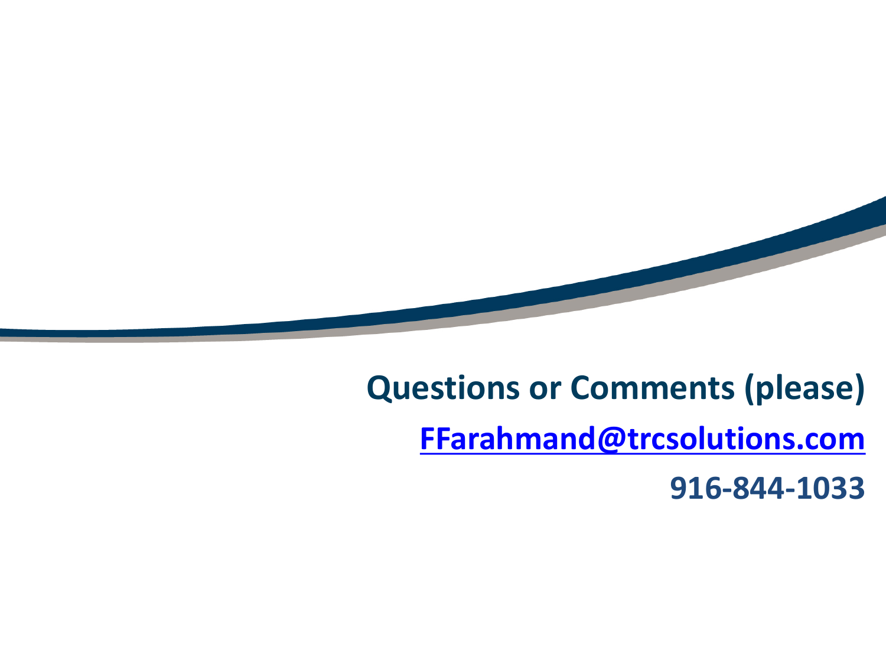**Questions or Comments (please)**

**FFarahmand@trcsolutions.com**

**916-844-1033**